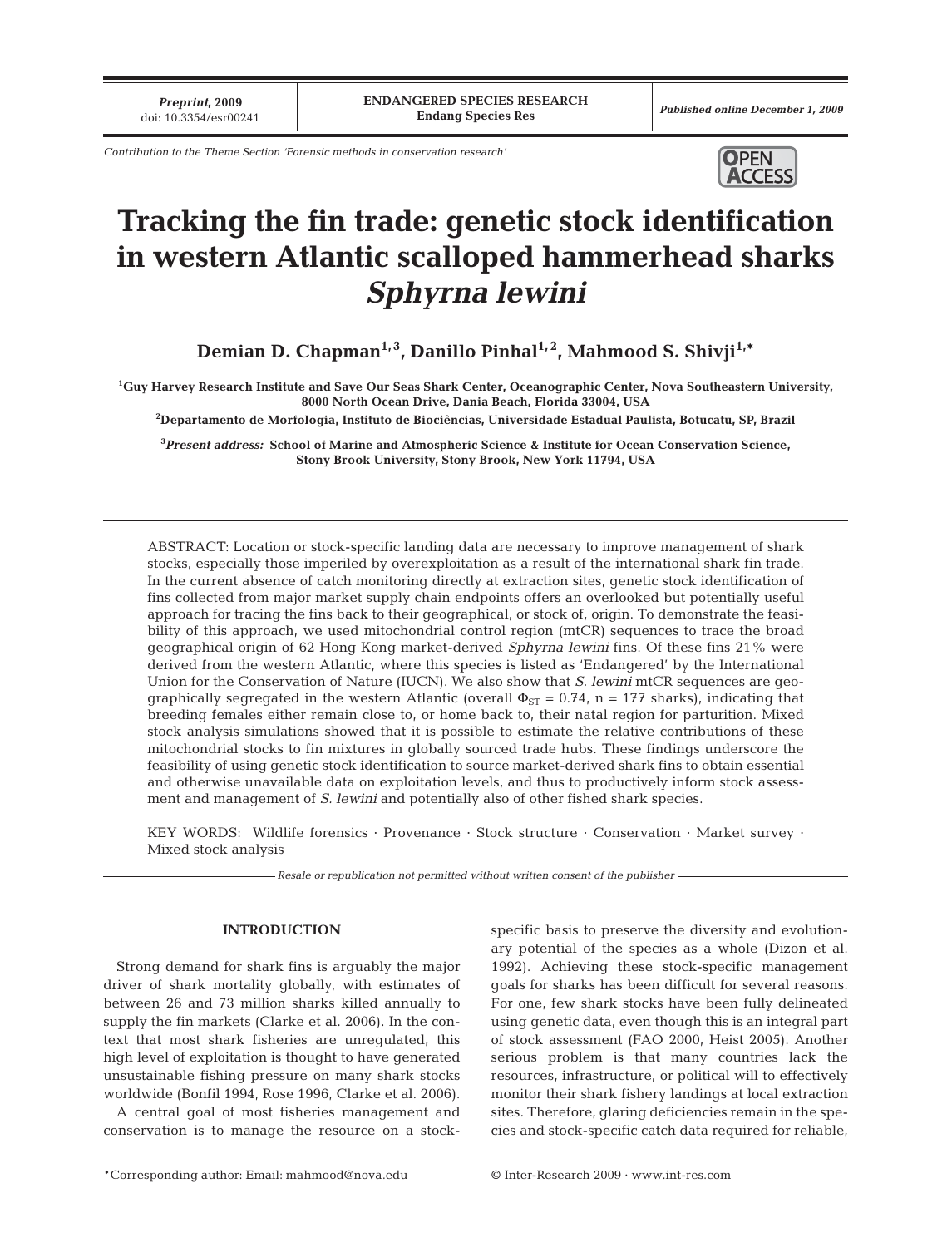*Contribution to the Theme Section 'Forensic methods in conservation research'*

# Tracking the fin trade: genetic stock identification in western Atlantic scalloped hammerhead sharks *Sphyrna lewini*

**Demian D. Chapman[1,3], Danillo Pinhal[1,2], Mahmood S. Shivji[1,*]**

[1]Guy Harvey Research Institute and Save Our Seas Shark Center, Oceanographic Center, Nova Southeastern University, 8000 North Ocean Drive, Dania Beach, Florida 33004, USA

[2]Departamento de Morfologia, Instituto de Biociências, Universidade Estadual Paulista, Botucatu, SP, Brazil

[3]*Present address:* School of Marine and Atmospheric Science & Institute for Ocean Conservation Science, Stony Brook University, Stony Brook, New York 11794, USA

ABSTRACT: Location or stock-specific landing data are necessary to improve management of shark stocks, especially those imperiled by overexploitation as a result of the international shark fin trade. In the current absence of catch monitoring directly at extraction sites, genetic stock identification of fins collected from major market supply chain endpoints offers an overlooked but potentially useful approach for tracing the fins back to their geographical, or stock of, origin. To demonstrate the feasibility of this approach, we used mitochondrial control region (mtCR) sequences to trace the broad geographical origin of 62 Hong Kong market-derived *Sphyrna lewini* fins. Of these fins 21% were derived from the western Atlantic, where this species is listed as 'Endangered' by the International Union for the Conservation of Nature (IUCN). We also show that *S. lewini* mtCR sequences are geographically segregated in the western Atlantic (overall $\Phi_{ST}$ = 0.74, n = 177 sharks), indicating that breeding females either remain close to, or home back to, their natal region for parturition. Mixed stock analysis simulations showed that it is possible to estimate the relative contributions of these mitochondrial stocks to fin mixtures in globally sourced trade hubs. These findings underscore the feasibility of using genetic stock identification to source market-derived shark fins to obtain essential and otherwise unavailable data on exploitation levels, and thus to productively inform stock assessment and management of *S. lewini* and potentially also of other fished shark species.

KEY WORDS: Wildlife forensics · Provenance · Stock structure · Conservation · Market survey · Mixed stock analysis

*Resale or republication not permitted without written consent of the publisher*

## INTRODUCTION

Strong demand for shark fins is arguably the major driver of shark mortality globally, with estimates of between 26 and 73 million sharks killed annually to supply the fin markets (Clarke et al. 2006). In the context that most shark fisheries are unregulated, this high level of exploitation is thought to have generated unsustainable fishing pressure on many shark stocks worldwide (Bonfil 1994, Rose 1996, Clarke et al. 2006).

A central goal of most fisheries management and conservation is to manage the resource on a stock-specific basis to preserve the diversity and evolutionary potential of the species as a whole (Dizon et al. 1992). Achieving these stock-specific management goals for sharks has been difficult for several reasons. For one, few shark stocks have been fully delineated using genetic data, even though this is an integral part of stock assessment (FAO 2000, Heist 2005). Another serious problem is that many countries lack the resources, infrastructure, or political will to effectively monitor their shark fishery landings at local extraction sites. Therefore, glaring deficiencies remain in the species and stock-specific catch data required for reliable,

*Corresponding author: Email: mahmood@nova.edu

© Inter-Research 2009 · www.int-res.com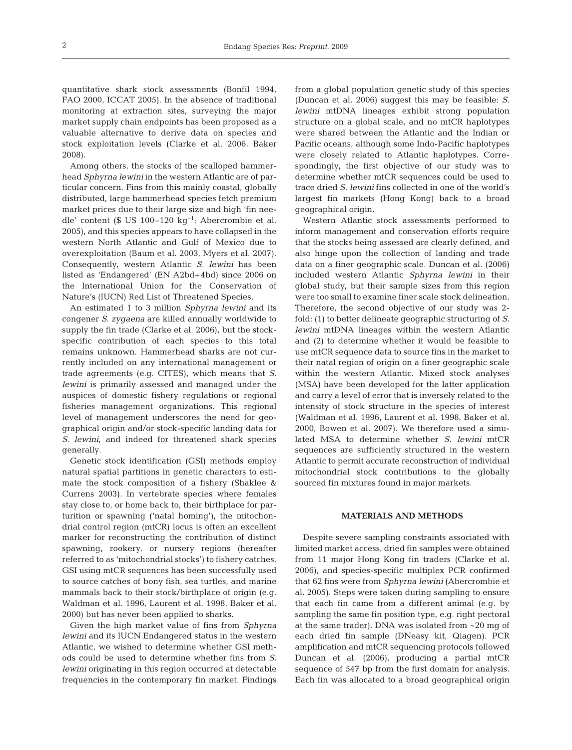quantitative shark stock assessments (Bonfil 1994, FAO 2000, ICCAT 2005). In the absence of traditional monitoring at extraction sites, surveying the major market supply chain endpoints has been proposed as a valuable alternative to derive data on species and stock exploitation levels (Clarke et al. 2006, Baker 2008).

Among others, the stocks of the scalloped hammerhead *Sphyrna lewini* in the western Atlantic are of particular concern. Fins from this mainly coastal, globally distributed, large hammerhead species fetch premium market prices due to their large size and high 'fin needle' content (\$ US 100–120 $kg^{-1}$; Abercrombie et al. 2005), and this species appears to have collapsed in the western North Atlantic and Gulf of Mexico due to overexploitation (Baum et al. 2003, Myers et al. 2007). Consequently, western Atlantic *S. lewini* has been listed as 'Endangered' (EN A2bd+4bd) since 2006 on the International Union for the Conservation of Nature's (IUCN) Red List of Threatened Species.

An estimated 1 to 3 million *Sphyrna lewini* and its congener *S. zygaena* are killed annually worldwide to supply the fin trade (Clarke et al. 2006), but the stock-specific contribution of each species to this total remains unknown. Hammerhead sharks are not currently included on any international management or trade agreements (e.g. CITES), which means that *S. lewini* is primarily assessed and managed under the auspices of domestic fishery regulations or regional fisheries management organizations. This regional level of management underscores the need for geographical origin and/or stock-specific landing data for *S. lewini*, and indeed for threatened shark species generally.

Genetic stock identification (GSI) methods employ natural spatial partitions in genetic characters to estimate the stock composition of a fishery (Shaklee & Currens 2003). In vertebrate species where females stay close to, or home back to, their birthplace for parturition or spawning ('natal homing'), the mitochondrial control region (mtCR) locus is often an excellent marker for reconstructing the contribution of distinct spawning, rookery, or nursery regions (hereafter referred to as 'mitochondrial stocks') to fishery catches. GSI using mtCR sequences has been successfully used to source catches of bony fish, sea turtles, and marine mammals back to their stock/birthplace of origin (e.g. Waldman et al. 1996, Laurent et al. 1998, Baker et al. 2000) but has never been applied to sharks.

Given the high market value of fins from *Sphyrna lewini* and its IUCN Endangered status in the western Atlantic, we wished to determine whether GSI methods could be used to determine whether fins from *S. lewini* originating in this region occurred at detectable frequencies in the contemporary fin market. Findings from a global population genetic study of this species (Duncan et al. 2006) suggest this may be feasible: *S. lewini* mtDNA lineages exhibit strong population structure on a global scale, and no mtCR haplotypes were shared between the Atlantic and the Indian or Pacific oceans, although some Indo-Pacific haplotypes were closely related to Atlantic haplotypes. Correspondingly, the first objective of our study was to determine whether mtCR sequences could be used to trace dried *S. lewini* fins collected in one of the world's largest fin markets (Hong Kong) back to a broad geographical origin.

Western Atlantic stock assessments performed to inform management and conservation efforts require that the stocks being assessed are clearly defined, and also hinge upon the collection of landing and trade data on a finer geographic scale. Duncan et al. (2006) included western Atlantic *Sphyrna lewini* in their global study, but their sample sizes from this region were too small to examine finer scale stock delineation. Therefore, the second objective of our study was 2-fold: (1) to better delineate geographic structuring of *S. lewini* mtDNA lineages within the western Atlantic and (2) to determine whether it would be feasible to use mtCR sequence data to source fins in the market to their natal region of origin on a finer geographic scale within the western Atlantic. Mixed stock analyses (MSA) have been developed for the latter application and carry a level of error that is inversely related to the intensity of stock structure in the species of interest (Waldman et al. 1996, Laurent et al. 1998, Baker et al. 2000, Bowen et al. 2007). We therefore used a simulated MSA to determine whether *S. lewini* mtCR sequences are sufficiently structured in the western Atlantic to permit accurate reconstruction of individual mitochondrial stock contributions to the globally sourced fin mixtures found in major markets.

## MATERIALS AND METHODS

Despite severe sampling constraints associated with limited market access, dried fin samples were obtained from 11 major Hong Kong fin traders (Clarke et al. 2006), and species-specific multiplex PCR confirmed that 62 fins were from *Sphyrna lewini* (Abercrombie et al. 2005). Steps were taken during sampling to ensure that each fin came from a different animal (e.g. by sampling the same fin position type, e.g. right pectoral at the same trader). DNA was isolated from ~20 mg of each dried fin sample (DNeasy kit, Qiagen). PCR amplification and mtCR sequencing protocols followed Duncan et al. (2006), producing a partial mtCR sequence of 547 bp from the first domain for analysis. Each fin was allocated to a broad geographical origin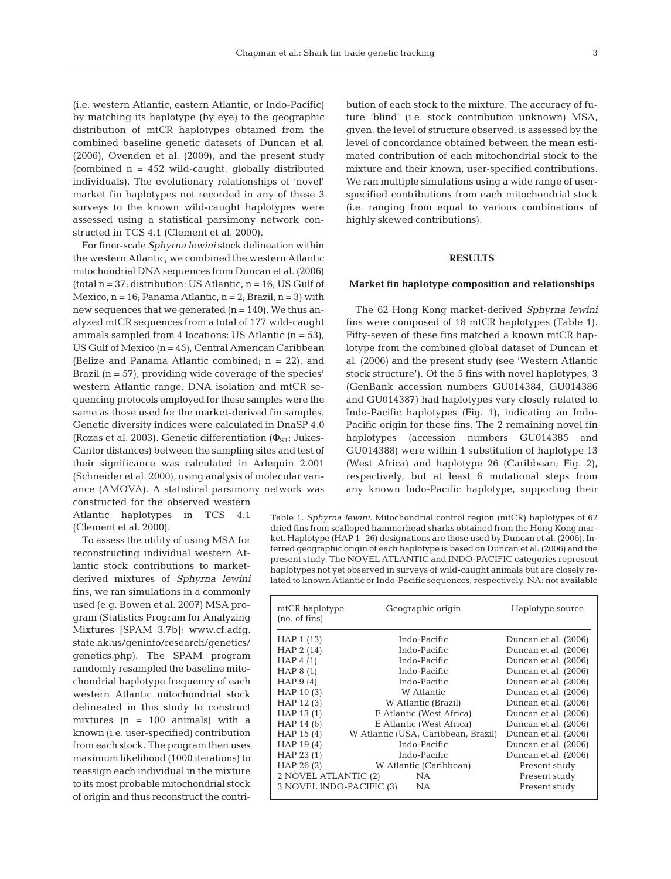(i.e. western Atlantic, eastern Atlantic, or Indo-Pacific) by matching its haplotype (by eye) to the geographic distribution of mtCR haplotypes obtained from the combined baseline genetic datasets of Duncan et al. (2006), Ovenden et al. (2009), and the present study (combined n = 452 wild-caught, globally distributed individuals). The evolutionary relationships of 'novel' market fin haplotypes not recorded in any of these 3 surveys to the known wild-caught haplotypes were assessed using a statistical parsimony network constructed in TCS 4.1 (Clement et al. 2000).

For finer-scale *Sphyrna lewini* stock delineation within the western Atlantic, we combined the western Atlantic mitochondrial DNA sequences from Duncan et al. (2006) (total n = 37; distribution: US Atlantic, n = 16; US Gulf of Mexico, n = 16; Panama Atlantic, n = 2; Brazil, n = 3) with new sequences that we generated (n = 140). We thus analyzed mtCR sequences from a total of 177 wild-caught animals sampled from 4 locations: US Atlantic (n = 53), US Gulf of Mexico (n = 45), Central American Caribbean (Belize and Panama Atlantic combined; n = 22), and Brazil (n = 57), providing wide coverage of the species' western Atlantic range. DNA isolation and mtCR sequencing protocols employed for these samples were the same as those used for the market-derived fin samples. Genetic diversity indices were calculated in DnaSP 4.0 (Rozas et al. 2003). Genetic differentiation ($\Phi_{ST}$; Jukes-Cantor distances) between the sampling sites and test of their significance was calculated in Arlequin 2.001 (Schneider et al. 2000), using analysis of molecular variance (AMOVA). A statistical parsimony network was constructed for the observed western Atlantic haplotypes in TCS 4.1 (Clement et al. 2000).

To assess the utility of using MSA for reconstructing individual western Atlantic stock contributions to market-derived mixtures of *Sphyrna lewini* fins, we ran simulations in a commonly used (e.g. Bowen et al. 2007) MSA program (Statistics Program for Analyzing Mixtures [SPAM 3.7b]; www.cf.adfg.state.ak.us/geninfo/research/genetics/genetics.php). The SPAM program randomly resampled the baseline mitochondrial haplotype frequency of each western Atlantic mitochondrial stock delineated in this study to construct mixtures (n = 100 animals) with a known (i.e. user-specified) contribution from each stock. The program then uses maximum likelihood (1000 iterations) to reassign each individual in the mixture to its most probable mitochondrial stock of origin and thus reconstruct the contribution of each stock to the mixture. The accuracy of future 'blind' (i.e. stock contribution unknown) MSA, given the level of structure observed, is assessed by the level of concordance obtained between the mean estimated contribution of each mitochondrial stock to the mixture and their known, user-specified contributions. We ran multiple simulations using a wide range of user-specified contributions from each mitochondrial stock (i.e. ranging from equal to various combinations of highly skewed contributions).

## RESULTS

### Market fin haplotype composition and relationships

The 62 Hong Kong market-derived *Sphyrna lewini* fins were composed of 18 mtCR haplotypes (Table 1). Fifty-seven of these fins matched a known mtCR haplotype from the combined global dataset of Duncan et al. (2006) and the present study (see 'Western Atlantic stock structure'). Of the 5 fins with novel haplotypes, 3 (GenBank accession numbers GU014384, GU014386 and GU014387) had haplotypes very closely related to Indo-Pacific haplotypes (Fig. 1), indicating an Indo-Pacific origin for these fins. The 2 remaining novel fin haplotypes (accession numbers GU014385 and GU014388) were within 1 substitution of haplotype 13 (West Africa) and haplotype 26 (Caribbean; Fig. 2), respectively, but at least 6 mutational steps from any known Indo-Pacific haplotype, supporting their

Table 1. *Sphyrna lewini.* Mitochondrial control region (mtCR) haplotypes of 62 dried fins from scalloped hammerhead sharks obtained from the Hong Kong market. Haplotype (HAP 1–26) designations are those used by Duncan et al. (2006). Inferred geographic origin of each haplotype is based on Duncan et al. (2006) and the present study. The NOVEL ATLANTIC and INDO-PACIFIC categories represent haplotypes not yet observed in surveys of wild-caught animals but are closely related to known Atlantic or Indo-Pacific sequences, respectively. NA: not available

| mtCR haplotype (no. of fins) | Geographic origin | Haplotype source |
|---|---|---|
| HAP 1 (13) | Indo-Pacific | Duncan et al. (2006) |
| HAP 2 (14) | Indo-Pacific | Duncan et al. (2006) |
| HAP 4 (1) | Indo-Pacific | Duncan et al. (2006) |
| HAP 8 (1) | Indo-Pacific | Duncan et al. (2006) |
| HAP 9 (4) | Indo-Pacific | Duncan et al. (2006) |
| HAP 10 (3) | W Atlantic | Duncan et al. (2006) |
| HAP 12 (3) | W Atlantic (Brazil) | Duncan et al. (2006) |
| HAP 13 (1) | E Atlantic (West Africa) | Duncan et al. (2006) |
| HAP 14 (6) | E Atlantic (West Africa) | Duncan et al. (2006) |
| HAP 15 (4) | W Atlantic (USA, Caribbean, Brazil) | Duncan et al. (2006) |
| HAP 19 (4) | Indo-Pacific | Duncan et al. (2006) |
| HAP 23 (1) | Indo-Pacific | Duncan et al. (2006) |
| HAP 26 (2) | W Atlantic (Caribbean) | Present study |
| 2 NOVEL ATLANTIC (2) | NA | Present study |
| 3 NOVEL INDO-PACIFIC (3) | NA | Present study |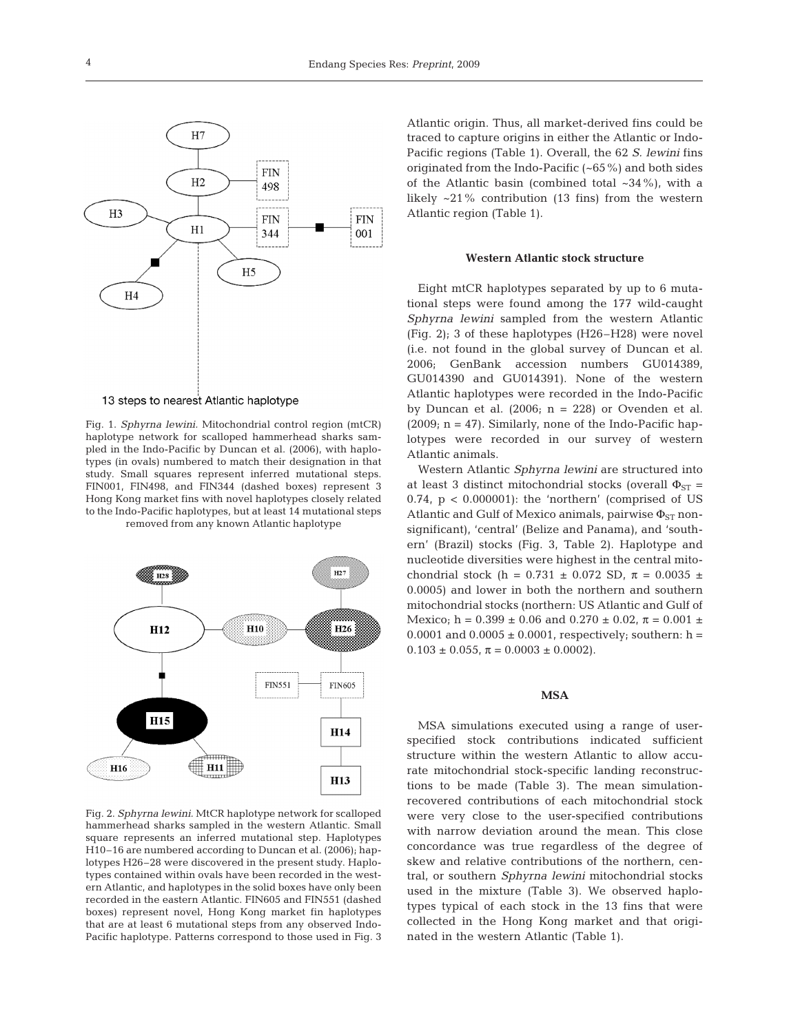Fig. 1. *Sphyrna lewini*. Mitochondrial control region (mtCR) haplotype network for scalloped hammerhead sharks sampled in the Indo-Pacific by Duncan et al. (2006), with haplotypes (in ovals) numbered to match their designation in that study. Small squares represent inferred mutational steps. FIN001, FIN498, and FIN344 (dashed boxes) represent 3 Hong Kong market fins with novel haplotypes closely related to the Indo-Pacific haplotypes, but at least 14 mutational steps removed from any known Atlantic haplotype

Fig. 2. *Sphyrna lewini*. MtCR haplotype network for scalloped hammerhead sharks sampled in the western Atlantic. Small square represents an inferred mutational step. Haplotypes H10–16 are numbered according to Duncan et al. (2006); haplotypes H26–28 were discovered in the present study. Haplotypes contained within ovals have been recorded in the western Atlantic, and haplotypes in the solid boxes have only been recorded in the eastern Atlantic. FIN605 and FIN551 (dashed boxes) represent novel, Hong Kong market fin haplotypes that are at least 6 mutational steps from any observed Indo-Pacific haplotype. Patterns correspond to those used in Fig. 3

Atlantic origin. Thus, all market-derived fins could be traced to capture origins in either the Atlantic or Indo-Pacific regions (Table 1). Overall, the 62 *S. lewini* fins originated from the Indo-Pacific (~65%) and both sides of the Atlantic basin (combined total ~34%), with a likely ~21% contribution (13 fins) from the western Atlantic region (Table 1).

### Western Atlantic stock structure

Eight mtCR haplotypes separated by up to 6 mutational steps were found among the 177 wild-caught *Sphyrna lewini* sampled from the western Atlantic (Fig. 2); 3 of these haplotypes (H26–H28) were novel (i.e. not found in the global survey of Duncan et al. 2006; GenBank accession numbers GU014389, GU014390 and GU014391). None of the western Atlantic haplotypes were recorded in the Indo-Pacific by Duncan et al. (2006; n = 228) or Ovenden et al. (2009; n = 47). Similarly, none of the Indo-Pacific haplotypes were recorded in our survey of western Atlantic animals.

Western Atlantic *Sphyrna lewini* are structured into at least 3 distinct mitochondrial stocks (overall $\Phi_{ST}$ = 0.74, $p < 0.000001$): the 'northern' (comprised of US Atlantic and Gulf of Mexico animals, pairwise $\Phi_{ST}$ non-significant), 'central' (Belize and Panama), and 'southern' (Brazil) stocks (Fig. 3, Table 2). Haplotype and nucleotide diversities were highest in the central mitochondrial stock (h = 0.731 ± 0.072 SD, $\pi$ = 0.0035 ± 0.0005) and lower in both the northern and southern mitochondrial stocks (northern: US Atlantic and Gulf of Mexico; h = 0.399 ± 0.06 and 0.270 ± 0.02, $\pi$ = 0.001 ± 0.0001 and 0.0005 ± 0.0001, respectively; southern: h = 0.103 ± 0.055, $\pi$ = 0.0003 ± 0.0002).

### MSA

MSA simulations executed using a range of user-specified stock contributions indicated sufficient structure within the western Atlantic to allow accurate mitochondrial stock-specific landing reconstructions to be made (Table 3). The mean simulation-recovered contributions of each mitochondrial stock were very close to the user-specified contributions with narrow deviation around the mean. This close concordance was true regardless of the degree of skew and relative contributions of the northern, central, or southern *Sphyrna lewini* mitochondrial stocks used in the mixture (Table 3). We observed haplotypes typical of each stock in the 13 fins that were collected in the Hong Kong market and that originated in the western Atlantic (Table 1).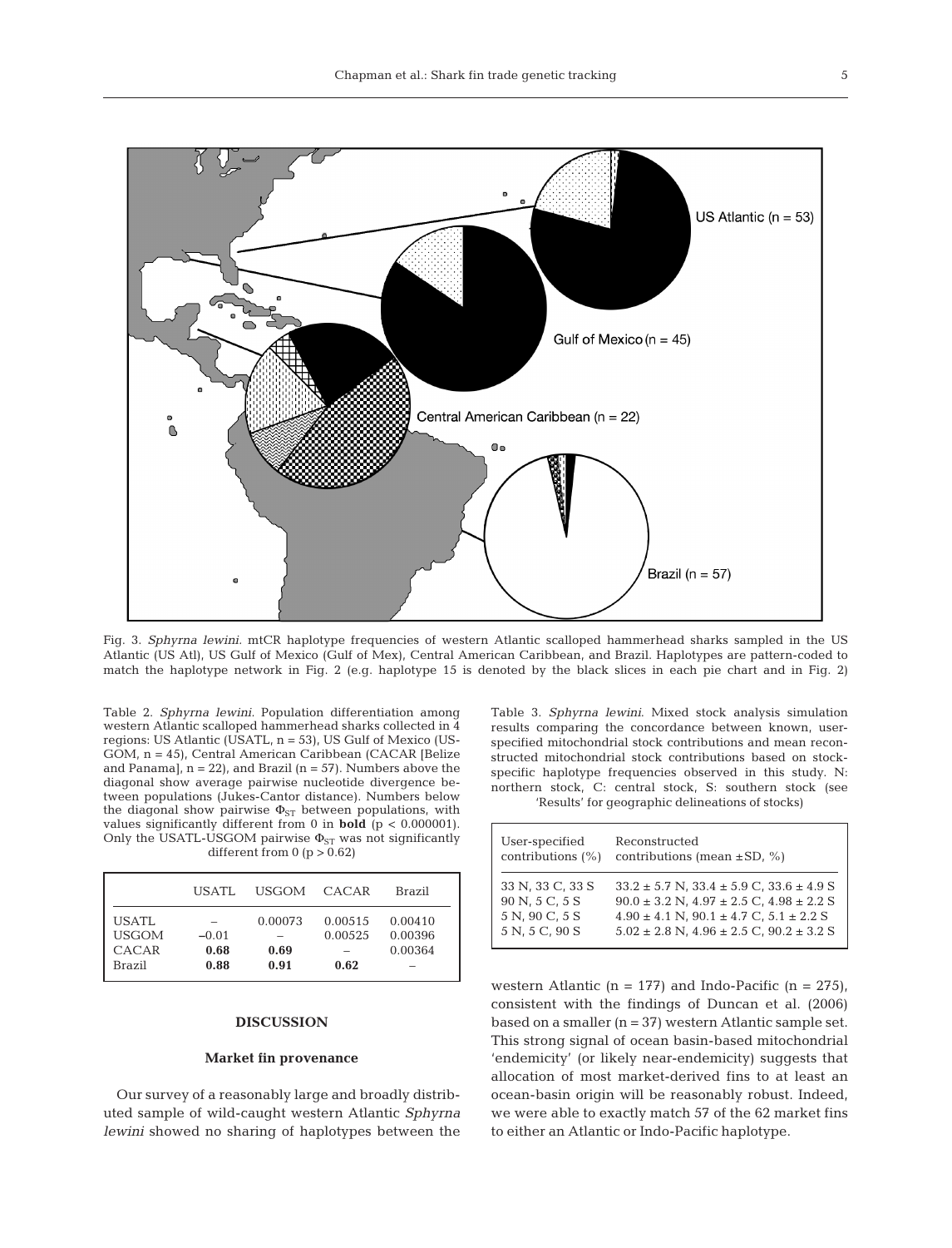Fig. 3. *Sphyrna lewini*. mtCR haplotype frequencies of western Atlantic scalloped hammerhead sharks sampled in the US Atlantic (US Atl), US Gulf of Mexico (Gulf of Mex), Central American Caribbean, and Brazil. Haplotypes are pattern-coded to match the haplotype network in Fig. 2 (e.g. haplotype 15 is denoted by the black slices in each pie chart and in Fig. 2)

Table 2. *Sphyrna lewini*. Population differentiation among western Atlantic scalloped hammerhead sharks collected in 4 regions: US Atlantic (USATL, n = 53), US Gulf of Mexico (USGOM, n = 45), Central American Caribbean (CACAR [Belize and Panama], n = 22), and Brazil (n = 57). Numbers above the diagonal show average pairwise nucleotide divergence between populations (Jukes-Cantor distance). Numbers below the diagonal show pairwise $\Phi_{ST}$ between populations, with values significantly different from 0 in **bold** ($p < 0.000001$). Only the USATL-USGOM pairwise $\Phi_{ST}$ was not significantly different from 0 ($p > 0.62$)

| | USATL | USGOM | CACAR | Brazil |
|---|---|---|---|---|
| USATL | – | 0.00073 | 0.00515 | 0.00410 |
| USGOM | –0.01 | – | 0.00525 | 0.00396 |
| CACAR | **0.68** | **0.69** | – | 0.00364 |
| Brazil | **0.88** | **0.91** | **0.62** | – |

Table 3. *Sphyrna lewini*. Mixed stock analysis simulation results comparing the concordance between known, user-specified mitochondrial stock contributions and mean reconstructed mitochondrial stock contributions based on stock-specific haplotype frequencies observed in this study. N: northern stock, C: central stock, S: southern stock (see 'Results' for geographic delineations of stocks)

| User-specified contributions (%) | Reconstructed contributions (mean ±SD, %) |
|---|---|
| 33 N, 33 C, 33 S | 33.2 ± 5.7 N, 33.4 ± 5.9 C, 33.6 ± 4.9 S |
| 90 N, 5 C, 5 S | 90.0 ± 3.2 N, 4.97 ± 2.5 C, 4.98 ± 2.2 S |
| 5 N, 90 C, 5 S | 4.90 ± 4.1 N, 90.1 ± 4.7 C, 5.1 ± 2.2 S |
| 5 N, 5 C, 90 S | 5.02 ± 2.8 N, 4.96 ± 2.5 C, 90.2 ± 3.2 S |

## DISCUSSION

### Market fin provenance

Our survey of a reasonably large and broadly distributed sample of wild-caught western Atlantic *Sphyrna lewini* showed no sharing of haplotypes between the western Atlantic (n = 177) and Indo-Pacific (n = 275), consistent with the findings of Duncan et al. (2006) based on a smaller (n = 37) western Atlantic sample set. This strong signal of ocean basin-based mitochondrial 'endemicity' (or likely near-endemicity) suggests that allocation of most market-derived fins to at least an ocean-basin origin will be reasonably robust. Indeed, we were able to exactly match 57 of the 62 market fins to either an Atlantic or Indo-Pacific haplotype.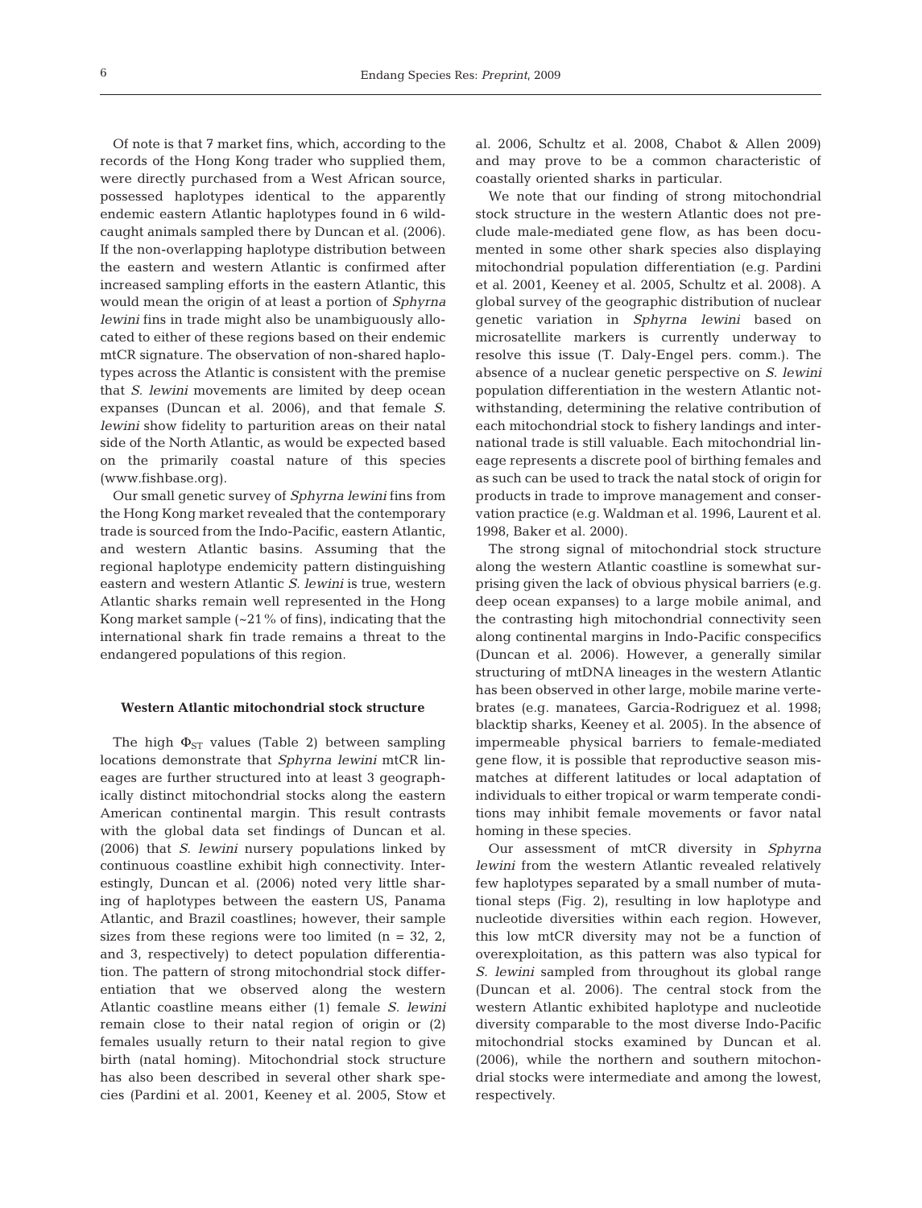Of note is that 7 market fins, which, according to the records of the Hong Kong trader who supplied them, were directly purchased from a West African source, possessed haplotypes identical to the apparently endemic eastern Atlantic haplotypes found in 6 wild-caught animals sampled there by Duncan et al. (2006). If the non-overlapping haplotype distribution between the eastern and western Atlantic is confirmed after increased sampling efforts in the eastern Atlantic, this would mean the origin of at least a portion of *Sphyrna lewini* fins in trade might also be unambiguously allocated to either of these regions based on their endemic mtCR signature. The observation of non-shared haplotypes across the Atlantic is consistent with the premise that *S. lewini* movements are limited by deep ocean expanses (Duncan et al. 2006), and that female *S. lewini* show fidelity to parturition areas on their natal side of the North Atlantic, as would be expected based on the primarily coastal nature of this species (www.fishbase.org).

Our small genetic survey of *Sphyrna lewini* fins from the Hong Kong market revealed that the contemporary trade is sourced from the Indo-Pacific, eastern Atlantic, and western Atlantic basins. Assuming that the regional haplotype endemicity pattern distinguishing eastern and western Atlantic *S. lewini* is true, western Atlantic sharks remain well represented in the Hong Kong market sample (~21% of fins), indicating that the international shark fin trade remains a threat to the endangered populations of this region.

### Western Atlantic mitochondrial stock structure

The high $\Phi_{ST}$ values (Table 2) between sampling locations demonstrate that *Sphyrna lewini* mtCR lineages are further structured into at least 3 geographically distinct mitochondrial stocks along the eastern American continental margin. This result contrasts with the global data set findings of Duncan et al. (2006) that *S. lewini* nursery populations linked by continuous coastline exhibit high connectivity. Interestingly, Duncan et al. (2006) noted very little sharing of haplotypes between the eastern US, Panama Atlantic, and Brazil coastlines; however, their sample sizes from these regions were too limited (n = 32, 2, and 3, respectively) to detect population differentiation. The pattern of strong mitochondrial stock differentiation that we observed along the western Atlantic coastline means either (1) female *S. lewini* remain close to their natal region of origin or (2) females usually return to their natal region to give birth (natal homing). Mitochondrial stock structure has also been described in several other shark species (Pardini et al. 2001, Keeney et al. 2005, Stow et al. 2006, Schultz et al. 2008, Chabot & Allen 2009) and may prove to be a common characteristic of coastally oriented sharks in particular.

We note that our finding of strong mitochondrial stock structure in the western Atlantic does not preclude male-mediated gene flow, as has been documented in some other shark species also displaying mitochondrial population differentiation (e.g. Pardini et al. 2001, Keeney et al. 2005, Schultz et al. 2008). A global survey of the geographic distribution of nuclear genetic variation in *Sphyrna lewini* based on microsatellite markers is currently underway to resolve this issue (T. Daly-Engel pers. comm.). The absence of a nuclear genetic perspective on *S. lewini* population differentiation in the western Atlantic notwithstanding, determining the relative contribution of each mitochondrial stock to fishery landings and international trade is still valuable. Each mitochondrial lineage represents a discrete pool of birthing females and as such can be used to track the natal stock of origin for products in trade to improve management and conservation practice (e.g. Waldman et al. 1996, Laurent et al. 1998, Baker et al. 2000).

The strong signal of mitochondrial stock structure along the western Atlantic coastline is somewhat surprising given the lack of obvious physical barriers (e.g. deep ocean expanses) to a large mobile animal, and the contrasting high mitochondrial connectivity seen along continental margins in Indo-Pacific conspecifics (Duncan et al. 2006). However, a generally similar structuring of mtDNA lineages in the western Atlantic has been observed in other large, mobile marine vertebrates (e.g. manatees, Garcia-Rodriguez et al. 1998; blacktip sharks, Keeney et al. 2005). In the absence of impermeable physical barriers to female-mediated gene flow, it is possible that reproductive season mismatches at different latitudes or local adaptation of individuals to either tropical or warm temperate conditions may inhibit female movements or favor natal homing in these species.

Our assessment of mtCR diversity in *Sphyrna lewini* from the western Atlantic revealed relatively few haplotypes separated by a small number of mutational steps (Fig. 2), resulting in low haplotype and nucleotide diversities within each region. However, this low mtCR diversity may not be a function of overexploitation, as this pattern was also typical for *S. lewini* sampled from throughout its global range (Duncan et al. 2006). The central stock from the western Atlantic exhibited haplotype and nucleotide diversity comparable to the most diverse Indo-Pacific mitochondrial stocks examined by Duncan et al. (2006), while the northern and southern mitochondrial stocks were intermediate and among the lowest, respectively.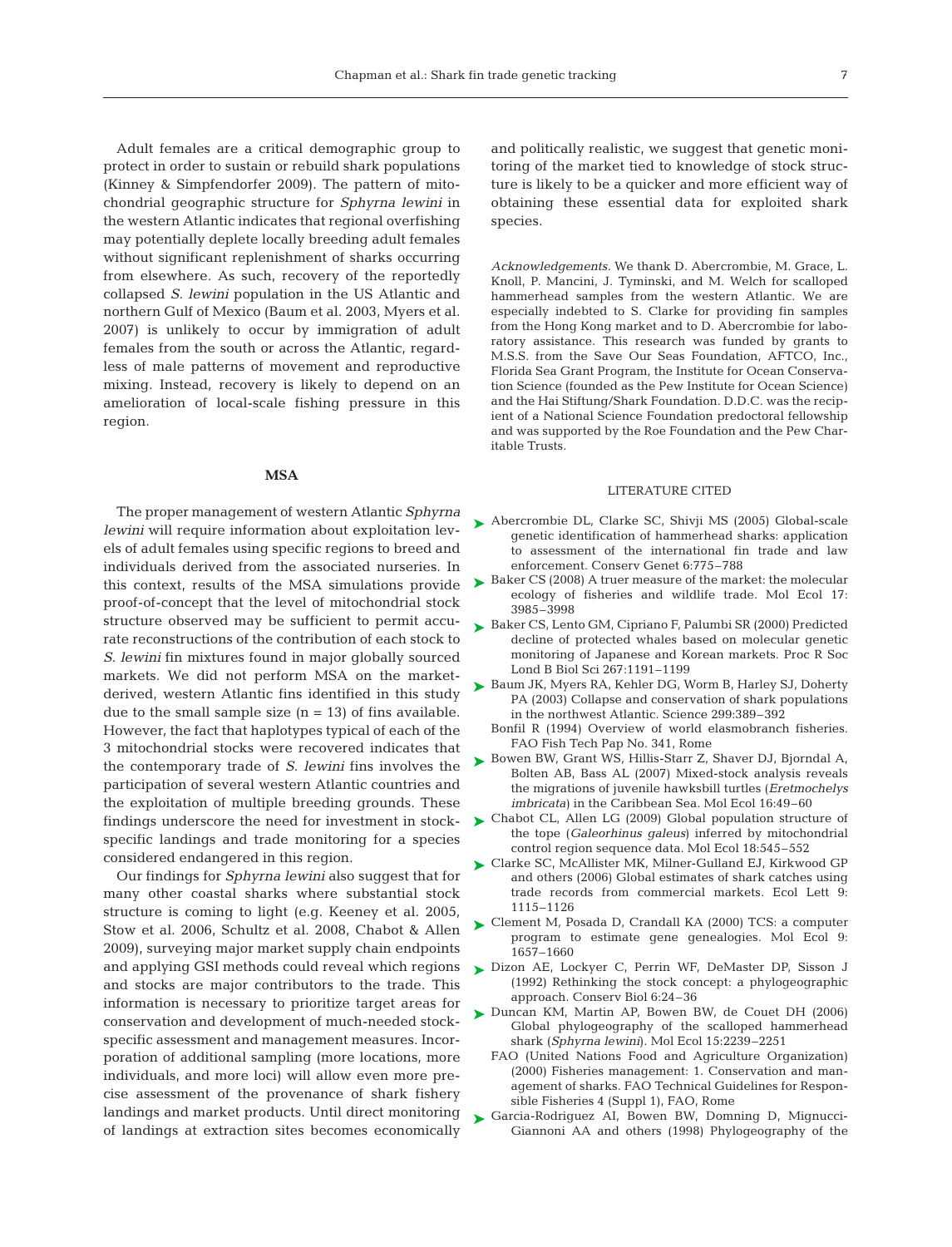Adult females are a critical demographic group to protect in order to sustain or rebuild shark populations (Kinney & Simpfendorfer 2009). The pattern of mitochondrial geographic structure for *Sphyrna lewini* in the western Atlantic indicates that regional overfishing may potentially deplete locally breeding adult females without significant replenishment of sharks occurring from elsewhere. As such, recovery of the reportedly collapsed *S. lewini* population in the US Atlantic and northern Gulf of Mexico (Baum et al. 2003, Myers et al. 2007) is unlikely to occur by immigration of adult females from the south or across the Atlantic, regardless of male patterns of movement and reproductive mixing. Instead, recovery is likely to depend on an amelioration of local-scale fishing pressure in this region.

## MSA

The proper management of western Atlantic *Sphyrna lewini* will require information about exploitation levels of adult females using specific regions to breed and individuals derived from the associated nurseries. In this context, results of the MSA simulations provide proof-of-concept that the level of mitochondrial stock structure observed may be sufficient to permit accurate reconstructions of the contribution of each stock to *S. lewini* fin mixtures found in major globally sourced markets. We did not perform MSA on the market-derived, western Atlantic fins identified in this study due to the small sample size (n = 13) of fins available. However, the fact that haplotypes typical of each of the 3 mitochondrial stocks were recovered indicates that the contemporary trade of *S. lewini* fins involves the participation of several western Atlantic countries and the exploitation of multiple breeding grounds. These findings underscore the need for investment in stock-specific landings and trade monitoring for a species considered endangered in this region.

Our findings for *Sphyrna lewini* also suggest that for many other coastal sharks where substantial stock structure is coming to light (e.g. Keeney et al. 2005, Stow et al. 2006, Schultz et al. 2008, Chabot & Allen 2009), surveying major market supply chain endpoints and applying GSI methods could reveal which regions and stocks are major contributors to the trade. This information is necessary to prioritize target areas for conservation and development of much-needed stock-specific assessment and management measures. Incorporation of additional sampling (more locations, more individuals, and more loci) will allow even more precise assessment of the provenance of shark fishery landings and market products. Until direct monitoring of landings at extraction sites becomes economically and politically realistic, we suggest that genetic monitoring of the market tied to knowledge of stock structure is likely to be a quicker and more efficient way of obtaining these essential data for exploited shark species.

*Acknowledgements.* We thank D. Abercrombie, M. Grace, L. Knoll, P. Mancini, J. Tyminski, and M. Welch for scalloped hammerhead samples from the western Atlantic. We are especially indebted to S. Clarke for providing fin samples from the Hong Kong market and to D. Abercrombie for laboratory assistance. This research was funded by grants to M.S.S. from the Save Our Seas Foundation, AFTCO, Inc., Florida Sea Grant Program, the Institute for Ocean Conservation Science (founded as the Pew Institute for Ocean Science) and the Hai Stiftung/Shark Foundation. D.D.C. was the recipient of a National Science Foundation predoctoral fellowship and was supported by the Roe Foundation and the Pew Charitable Trusts.

## LITERATURE CITED

- Abercrombie DL, Clarke SC, Shivji MS (2005) Global-scale genetic identification of hammerhead sharks: application to assessment of the international fin trade and law enforcement. Conserv Genet 6:775–788
- Baker CS (2008) A truer measure of the market: the molecular ecology of fisheries and wildlife trade. Mol Ecol 17: 3985–3998
- Baker CS, Lento GM, Cipriano F, Palumbi SR (2000) Predicted decline of protected whales based on molecular genetic monitoring of Japanese and Korean markets. Proc R Soc Lond B Biol Sci 267:1191–1199
- Baum JK, Myers RA, Kehler DG, Worm B, Harley SJ, Doherty PA (2003) Collapse and conservation of shark populations in the northwest Atlantic. Science 299:389–392
- Bonfil R (1994) Overview of world elasmobranch fisheries. FAO Fish Tech Pap No. 341, Rome
- Bowen BW, Grant WS, Hillis-Starr Z, Shaver DJ, Bjorndal A, Bolten AB, Bass AL (2007) Mixed-stock analysis reveals the migrations of juvenile hawksbill turtles (*Eretmochelys imbricata*) in the Caribbean Sea. Mol Ecol 16:49–60
- Chabot CL, Allen LG (2009) Global population structure of the tope (*Galeorhinus galeus*) inferred by mitochondrial control region sequence data. Mol Ecol 18:545–552
- Clarke SC, McAllister MK, Milner-Gulland EJ, Kirkwood GP and others (2006) Global estimates of shark catches using trade records from commercial markets. Ecol Lett 9: 1115–1126
- Clement M, Posada D, Crandall KA (2000) TCS: a computer program to estimate gene genealogies. Mol Ecol 9: 1657–1660
- Dizon AE, Lockyer C, Perrin WF, DeMaster DP, Sisson J (1992) Rethinking the stock concept: a phylogeographic approach. Conserv Biol 6:24–36
- Duncan KM, Martin AP, Bowen BW, de Couet DH (2006) Global phylogeography of the scalloped hammerhead shark (*Sphyrna lewini*). Mol Ecol 15:2239–2251
- FAO (United Nations Food and Agriculture Organization) (2000) Fisheries management: 1. Conservation and management of sharks. FAO Technical Guidelines for Responsible Fisheries 4 (Suppl 1), FAO, Rome
- Garcia-Rodriguez AI, Bowen BW, Domning D, Mignucci-Giannoni AA and others (1998) Phylogeography of the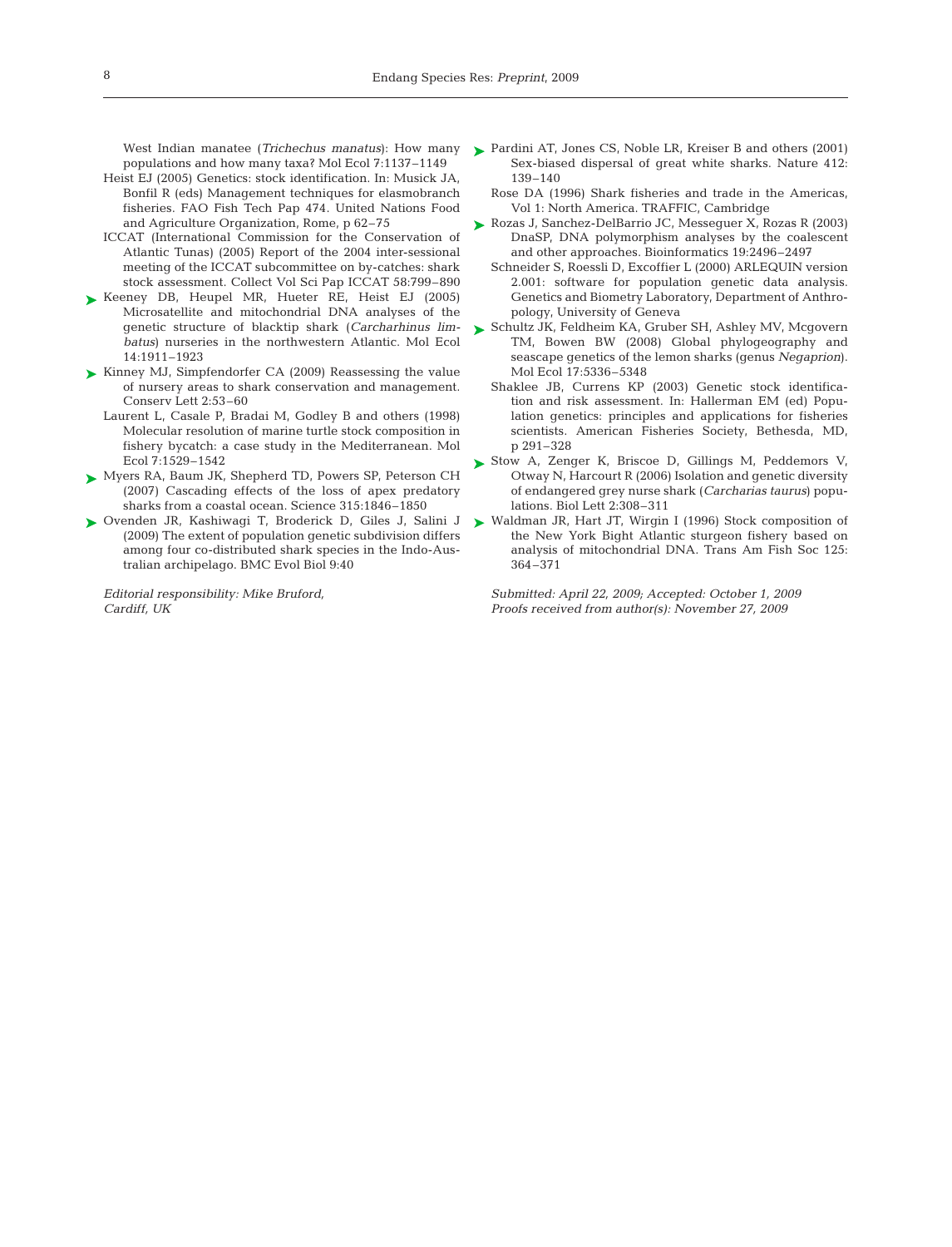West Indian manatee (*Trichechus manatus*): How many populations and how many taxa? Mol Ecol 7:1137–1149

Heist EJ (2005) Genetics: stock identification. In: Musick JA, Bonfil R (eds) Management techniques for elasmobranch fisheries. FAO Fish Tech Pap 474. United Nations Food and Agriculture Organization, Rome, p 62–75

ICCAT (International Commission for the Conservation of Atlantic Tunas) (2005) Report of the 2004 inter-sessional meeting of the ICCAT subcommittee on by-catches: shark stock assessment. Collect Vol Sci Pap ICCAT 58:799–890

Keeney DB, Heupel MR, Hueter RE, Heist EJ (2005) Microsatellite and mitochondrial DNA analyses of the genetic structure of blacktip shark (*Carcharhinus limbatus*) nurseries in the northwestern Atlantic. Mol Ecol 14:1911–1923

Kinney MJ, Simpfendorfer CA (2009) Reassessing the value of nursery areas to shark conservation and management. Conserv Lett 2:53–60

Laurent L, Casale P, Bradai M, Godley B and others (1998) Molecular resolution of marine turtle stock composition in fishery bycatch: a case study in the Mediterranean. Mol Ecol 7:1529–1542

Myers RA, Baum JK, Shepherd TD, Powers SP, Peterson CH (2007) Cascading effects of the loss of apex predatory sharks from a coastal ocean. Science 315:1846–1850

Ovenden JR, Kashiwagi T, Broderick D, Giles J, Salini J (2009) The extent of population genetic subdivision differs among four co-distributed shark species in the Indo-Australian archipelago. BMC Evol Biol 9:40

Pardini AT, Jones CS, Noble LR, Kreiser B and others (2001) Sex-biased dispersal of great white sharks. Nature 412: 139–140

Rose DA (1996) Shark fisheries and trade in the Americas, Vol 1: North America. TRAFFIC, Cambridge

Rozas J, Sanchez-DelBarrio JC, Messeguer X, Rozas R (2003) DnaSP, DNA polymorphism analyses by the coalescent and other approaches. Bioinformatics 19:2496–2497

Schneider S, Roessli D, Excoffier L (2000) ARLEQUIN version 2.001: software for population genetic data analysis. Genetics and Biometry Laboratory, Department of Anthropology, University of Geneva

Schultz JK, Feldheim KA, Gruber SH, Ashley MV, Mcgovern TM, Bowen BW (2008) Global phylogeography and seascape genetics of the lemon sharks (genus *Negaprion*). Mol Ecol 17:5336–5348

Shaklee JB, Currens KP (2003) Genetic stock identification and risk assessment. In: Hallerman EM (ed) Population genetics: principles and applications for fisheries scientists. American Fisheries Society, Bethesda, MD, p 291–328

Stow A, Zenger K, Briscoe D, Gillings M, Peddemors V, Otway N, Harcourt R (2006) Isolation and genetic diversity of endangered grey nurse shark (*Carcharias taurus*) populations. Biol Lett 2:308–311

Waldman JR, Hart JT, Wirgin I (1996) Stock composition of the New York Bight Atlantic sturgeon fishery based on analysis of mitochondrial DNA. Trans Am Fish Soc 125: 364–371

*Editorial responsibility: Mike Bruford, Cardiff, UK*

*Submitted: April 22, 2009; Accepted: October 1, 2009*
*Proofs received from author(s): November 27, 2009*